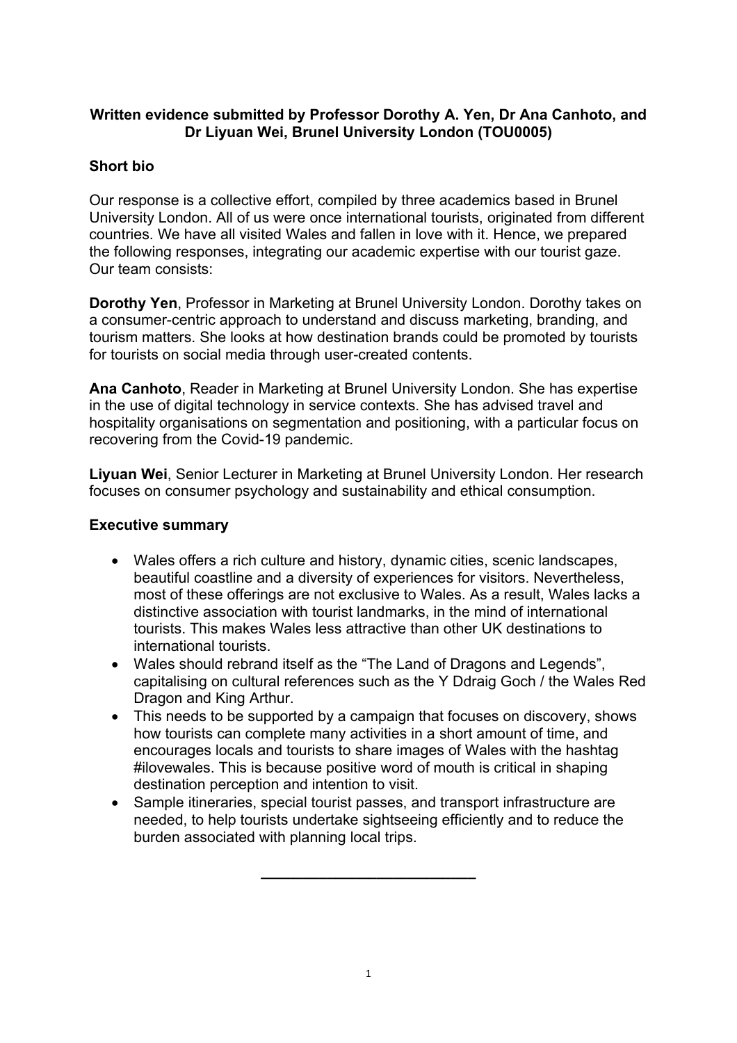**Written evidence submitted by Professor Dorothy A. Yen, Dr Ana Canhoto, and Dr Liyuan Wei, Brunel University London (TOU0005)**

## Short bio

Our response is a collective effort, compiled by three academics based in Brunel University London. All of us were once international tourists, originated from different countries. We have all visited Wales and fallen in love with it. Hence, we prepared the following responses, integrating our academic expertise with our tourist gaze. Our team consists:

**Dorothy Yen**, Professor in Marketing at Brunel University London. Dorothy takes on a consumer-centric approach to understand and discuss marketing, branding, and tourism matters. She looks at how destination brands could be promoted by tourists for tourists on social media through user-created contents.

**Ana Canhoto**, Reader in Marketing at Brunel University London. She has expertise in the use of digital technology in service contexts. She has advised travel and hospitality organisations on segmentation and positioning, with a particular focus on recovering from the Covid-19 pandemic.

**Liyuan Wei**, Senior Lecturer in Marketing at Brunel University London. Her research focuses on consumer psychology and sustainability and ethical consumption.

## Executive summary

- Wales offers a rich culture and history, dynamic cities, scenic landscapes, beautiful coastline and a diversity of experiences for visitors. Nevertheless, most of these offerings are not exclusive to Wales. As a result, Wales lacks a distinctive association with tourist landmarks, in the mind of international tourists. This makes Wales less attractive than other UK destinations to international tourists.
- Wales should rebrand itself as the "The Land of Dragons and Legends", capitalising on cultural references such as the Y Ddraig Goch / the Wales Red Dragon and King Arthur.
- This needs to be supported by a campaign that focuses on discovery, shows how tourists can complete many activities in a short amount of time, and encourages locals and tourists to share images of Wales with the hashtag #ilovewales. This is because positive word of mouth is critical in shaping destination perception and intention to visit.
- Sample itineraries, special tourist passes, and transport infrastructure are needed, to help tourists undertake sightseeing efficiently and to reduce the burden associated with planning local trips.

---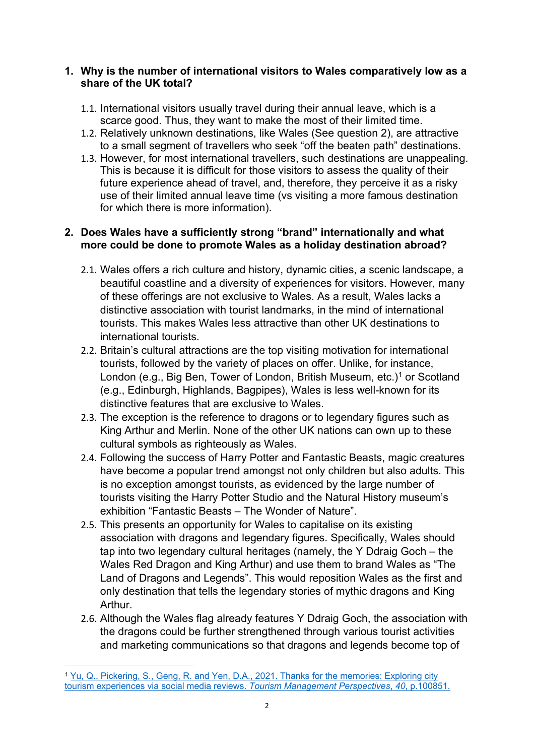1. **Why is the number of international visitors to Wales comparatively low as a share of the UK total?**

   1.1. International visitors usually travel during their annual leave, which is a scarce good. Thus, they want to make the most of their limited time.

   1.2. Relatively unknown destinations, like Wales (See question 2), are attractive to a small segment of travellers who seek "off the beaten path" destinations.

   1.3. However, for most international travellers, such destinations are unappealing. This is because it is difficult for those visitors to assess the quality of their future experience ahead of travel, and, therefore, they perceive it as a risky use of their limited annual leave time (vs visiting a more famous destination for which there is more information).

2. **Does Wales have a sufficiently strong "brand" internationally and what more could be done to promote Wales as a holiday destination abroad?**

   2.1. Wales offers a rich culture and history, dynamic cities, a scenic landscape, a beautiful coastline and a diversity of experiences for visitors. However, many of these offerings are not exclusive to Wales. As a result, Wales lacks a distinctive association with tourist landmarks, in the mind of international tourists. This makes Wales less attractive than other UK destinations to international tourists.

   2.2. Britain's cultural attractions are the top visiting motivation for international tourists, followed by the variety of places on offer. Unlike, for instance, London (e.g., Big Ben, Tower of London, British Museum, etc.)[1] or Scotland (e.g., Edinburgh, Highlands, Bagpipes), Wales is less well-known for its distinctive features that are exclusive to Wales.

   2.3. The exception is the reference to dragons or to legendary figures such as King Arthur and Merlin. None of the other UK nations can own up to these cultural symbols as righteously as Wales.

   2.4. Following the success of Harry Potter and Fantastic Beasts, magic creatures have become a popular trend amongst not only children but also adults. This is no exception amongst tourists, as evidenced by the large number of tourists visiting the Harry Potter Studio and the Natural History museum's exhibition "Fantastic Beasts – The Wonder of Nature".

   2.5. This presents an opportunity for Wales to capitalise on its existing association with dragons and legendary figures. Specifically, Wales should tap into two legendary cultural heritages (namely, the Y Ddraig Goch – the Wales Red Dragon and King Arthur) and use them to brand Wales as "The Land of Dragons and Legends". This would reposition Wales as the first and only destination that tells the legendary stories of mythic dragons and King Arthur.

   2.6. Although the Wales flag already features Y Ddraig Goch, the association with the dragons could be further strengthened through various tourist activities and marketing communications so that dragons and legends become top of

---

[1] Yu, Q., Pickering, S., Geng, R. and Yen, D.A., 2021. Thanks for the memories: Exploring city tourism experiences via social media reviews. *Tourism Management Perspectives*, *40*, p.100851.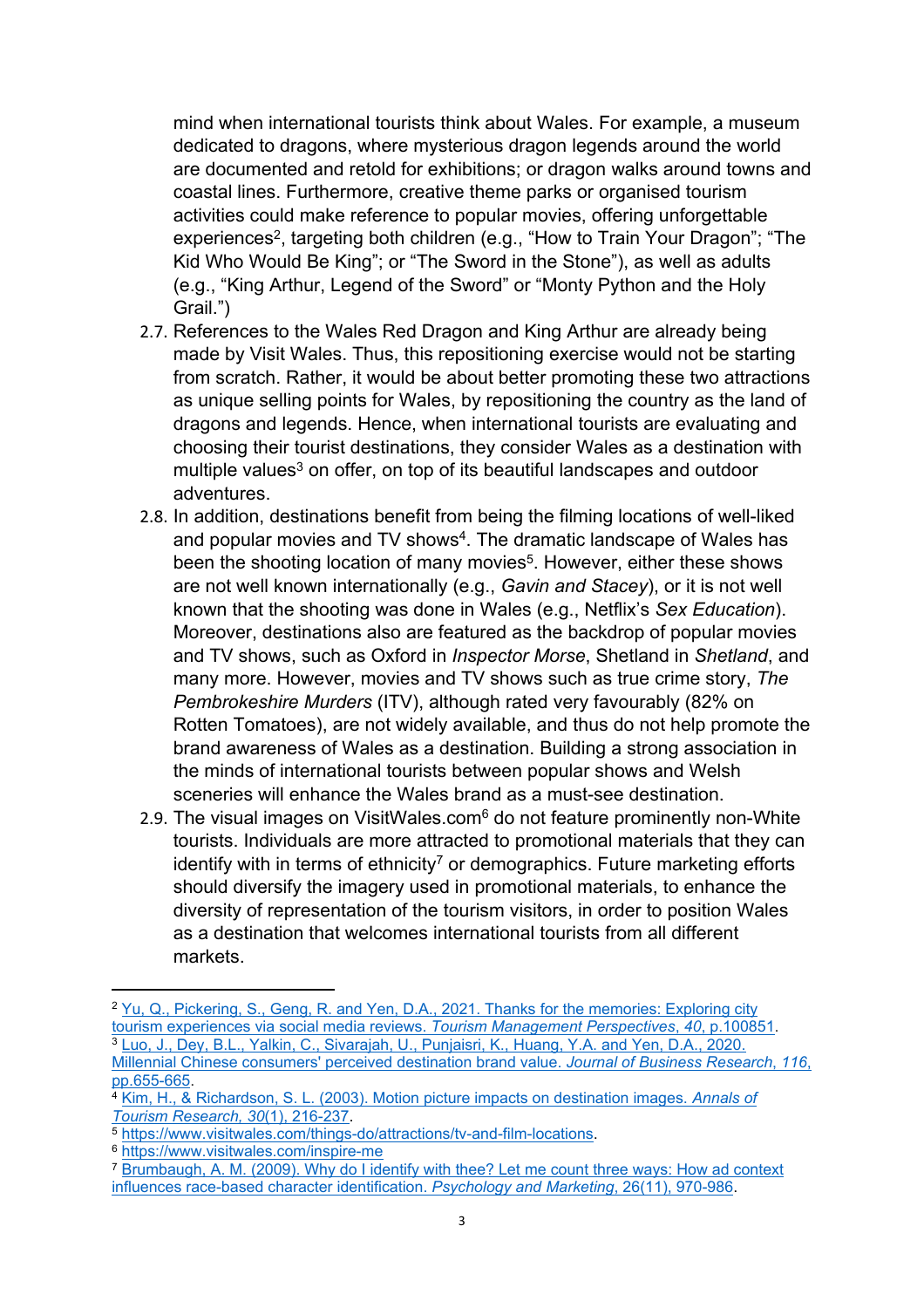mind when international tourists think about Wales. For example, a museum dedicated to dragons, where mysterious dragon legends around the world are documented and retold for exhibitions; or dragon walks around towns and coastal lines. Furthermore, creative theme parks or organised tourism activities could make reference to popular movies, offering unforgettable experiences[2], targeting both children (e.g., “How to Train Your Dragon”; “The Kid Who Would Be King”; or “The Sword in the Stone”), as well as adults (e.g., “King Arthur, Legend of the Sword” or “Monty Python and the Holy Grail.”)

2.7. References to the Wales Red Dragon and King Arthur are already being made by Visit Wales. Thus, this repositioning exercise would not be starting from scratch. Rather, it would be about better promoting these two attractions as unique selling points for Wales, by repositioning the country as the land of dragons and legends. Hence, when international tourists are evaluating and choosing their tourist destinations, they consider Wales as a destination with multiple values[3] on offer, on top of its beautiful landscapes and outdoor adventures.

2.8. In addition, destinations benefit from being the filming locations of well-liked and popular movies and TV shows[4]. The dramatic landscape of Wales has been the shooting location of many movies[5]. However, either these shows are not well known internationally (e.g., *Gavin and Stacey*), or it is not well known that the shooting was done in Wales (e.g., Netflix’s *Sex Education*). Moreover, destinations also are featured as the backdrop of popular movies and TV shows, such as Oxford in *Inspector Morse*, Shetland in *Shetland*, and many more. However, movies and TV shows such as true crime story, *The Pembrokeshire Murders* (ITV), although rated very favourably (82% on Rotten Tomatoes), are not widely available, and thus do not help promote the brand awareness of Wales as a destination. Building a strong association in the minds of international tourists between popular shows and Welsh sceneries will enhance the Wales brand as a must-see destination.

2.9. The visual images on VisitWales.com[6] do not feature prominently non-White tourists. Individuals are more attracted to promotional materials that they can identify with in terms of ethnicity[7] or demographics. Future marketing efforts should diversify the imagery used in promotional materials, to enhance the diversity of representation of the tourism visitors, in order to position Wales as a destination that welcomes international tourists from all different markets.

---

[2] Yu, Q., Pickering, S., Geng, R. and Yen, D.A., 2021. Thanks for the memories: Exploring city tourism experiences via social media reviews. *Tourism Management Perspectives*, *40*, p.100851.

[3] Luo, J., Dey, B.L., Yalkin, C., Sivarajah, U., Punjaisri, K., Huang, Y.A. and Yen, D.A., 2020. Millennial Chinese consumers' perceived destination brand value. *Journal of Business Research*, *116*, pp.655-665.

[4] Kim, H., & Richardson, S. L. (2003). Motion picture impacts on destination images. *Annals of Tourism Research, 30*(1), 216-237.

[5] https://www.visitwales.com/things-do/attractions/tv-and-film-locations.

[6] https://www.visitwales.com/inspire-me

[7] Brumbaugh, A. M. (2009). Why do I identify with thee? Let me count three ways: How ad context influences race-based character identification. *Psychology and Marketing*, 26(11), 970-986.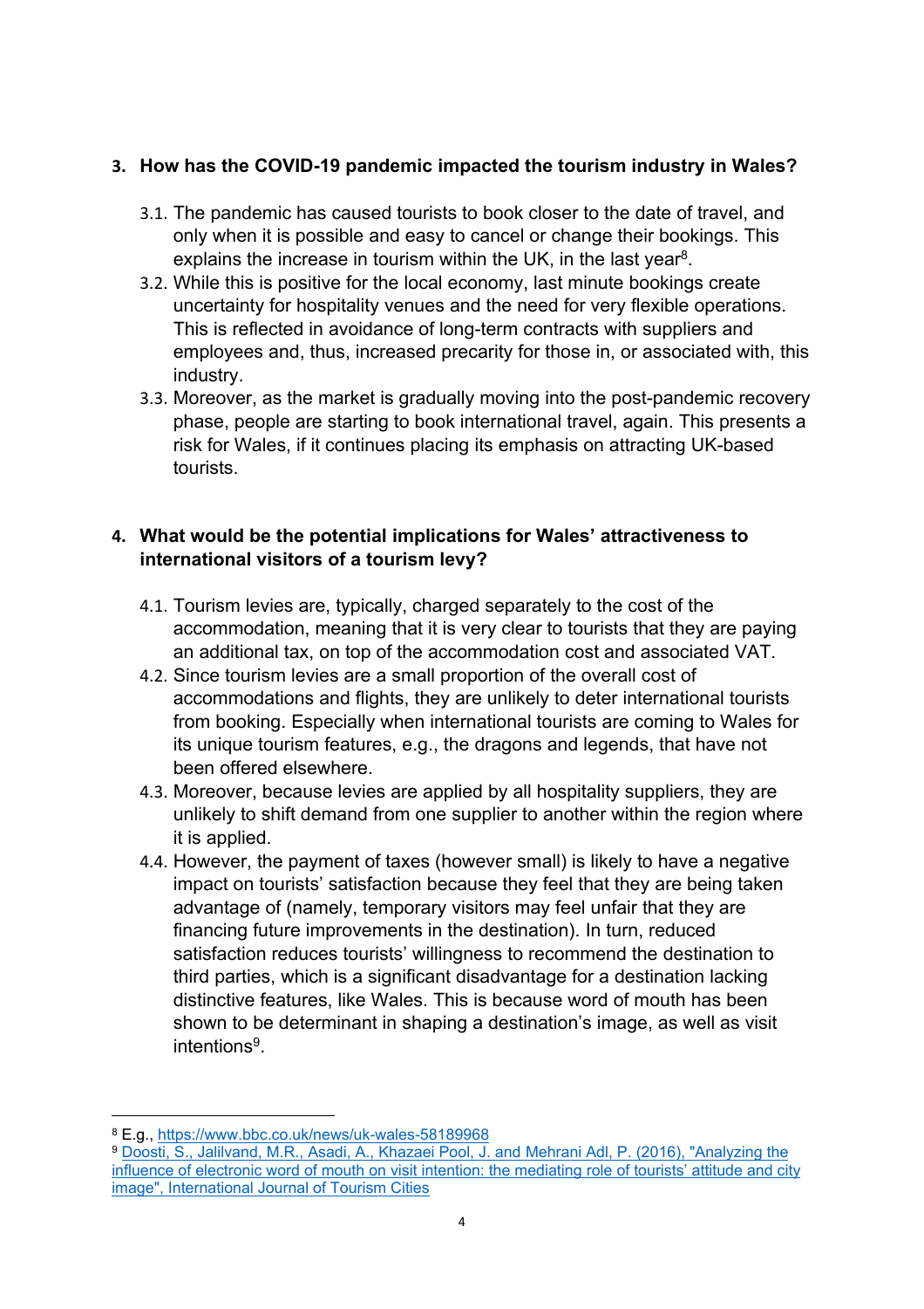**3. How has the COVID-19 pandemic impacted the tourism industry in Wales?**

3.1. The pandemic has caused tourists to book closer to the date of travel, and only when it is possible and easy to cancel or change their bookings. This explains the increase in tourism within the UK, in the last year[8].

3.2. While this is positive for the local economy, last minute bookings create uncertainty for hospitality venues and the need for very flexible operations. This is reflected in avoidance of long-term contracts with suppliers and employees and, thus, increased precarity for those in, or associated with, this industry.

3.3. Moreover, as the market is gradually moving into the post-pandemic recovery phase, people are starting to book international travel, again. This presents a risk for Wales, if it continues placing its emphasis on attracting UK-based tourists.

**4. What would be the potential implications for Wales' attractiveness to international visitors of a tourism levy?**

4.1. Tourism levies are, typically, charged separately to the cost of the accommodation, meaning that it is very clear to tourists that they are paying an additional tax, on top of the accommodation cost and associated VAT.

4.2. Since tourism levies are a small proportion of the overall cost of accommodations and flights, they are unlikely to deter international tourists from booking. Especially when international tourists are coming to Wales for its unique tourism features, e.g., the dragons and legends, that have not been offered elsewhere.

4.3. Moreover, because levies are applied by all hospitality suppliers, they are unlikely to shift demand from one supplier to another within the region where it is applied.

4.4. However, the payment of taxes (however small) is likely to have a negative impact on tourists' satisfaction because they feel that they are being taken advantage of (namely, temporary visitors may feel unfair that they are financing future improvements in the destination). In turn, reduced satisfaction reduces tourists' willingness to recommend the destination to third parties, which is a significant disadvantage for a destination lacking distinctive features, like Wales. This is because word of mouth has been shown to be determinant in shaping a destination's image, as well as visit intentions[9].

---

[8] E.g., https://www.bbc.co.uk/news/uk-wales-58189968

[9] Doosti, S., Jalilvand, M.R., Asadi, A., Khazaei Pool, J. and Mehrani Adl, P. (2016), "Analyzing the influence of electronic word of mouth on visit intention: the mediating role of tourists' attitude and city image", International Journal of Tourism Cities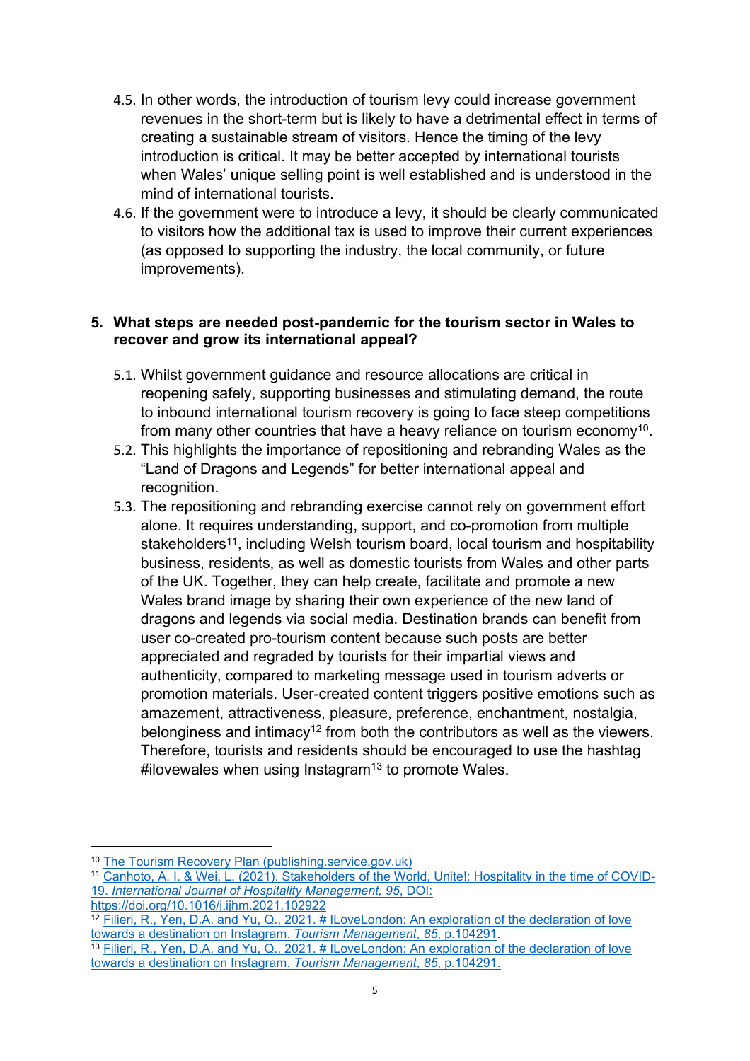4.5. In other words, the introduction of tourism levy could increase government revenues in the short-term but is likely to have a detrimental effect in terms of creating a sustainable stream of visitors. Hence the timing of the levy introduction is critical. It may be better accepted by international tourists when Wales' unique selling point is well established and is understood in the mind of international tourists.

4.6. If the government were to introduce a levy, it should be clearly communicated to visitors how the additional tax is used to improve their current experiences (as opposed to supporting the industry, the local community, or future improvements).

**5. What steps are needed post-pandemic for the tourism sector in Wales to recover and grow its international appeal?**

5.1. Whilst government guidance and resource allocations are critical in reopening safely, supporting businesses and stimulating demand, the route to inbound international tourism recovery is going to face steep competitions from many other countries that have a heavy reliance on tourism economy[10].

5.2. This highlights the importance of repositioning and rebranding Wales as the "Land of Dragons and Legends" for better international appeal and recognition.

5.3. The repositioning and rebranding exercise cannot rely on government effort alone. It requires understanding, support, and co-promotion from multiple stakeholders[11], including Welsh tourism board, local tourism and hospitability business, residents, as well as domestic tourists from Wales and other parts of the UK. Together, they can help create, facilitate and promote a new Wales brand image by sharing their own experience of the new land of dragons and legends via social media. Destination brands can benefit from user co-created pro-tourism content because such posts are better appreciated and regraded by tourists for their impartial views and authenticity, compared to marketing message used in tourism adverts or promotion materials. User-created content triggers positive emotions such as amazement, attractiveness, pleasure, preference, enchantment, nostalgia, belonginess and intimacy[12] from both the contributors as well as the viewers. Therefore, tourists and residents should be encouraged to use the hashtag #ilovewales when using Instagram[13] to promote Wales.

---

[10] The Tourism Recovery Plan (publishing.service.gov.uk)

[11] Canhoto, A. I. & Wei, L. (2021). Stakeholders of the World, Unite!: Hospitality in the time of COVID-19. *International Journal of Hospitality Management, 95*, DOI: https://doi.org/10.1016/j.ijhm.2021.102922

[12] Filieri, R., Yen, D.A. and Yu, Q., 2021. # ILoveLondon: An exploration of the declaration of love towards a destination on Instagram. *Tourism Management*, *85*, p.104291.

[13] Filieri, R., Yen, D.A. and Yu, Q., 2021. # ILoveLondon: An exploration of the declaration of love towards a destination on Instagram. *Tourism Management*, *85*, p.104291.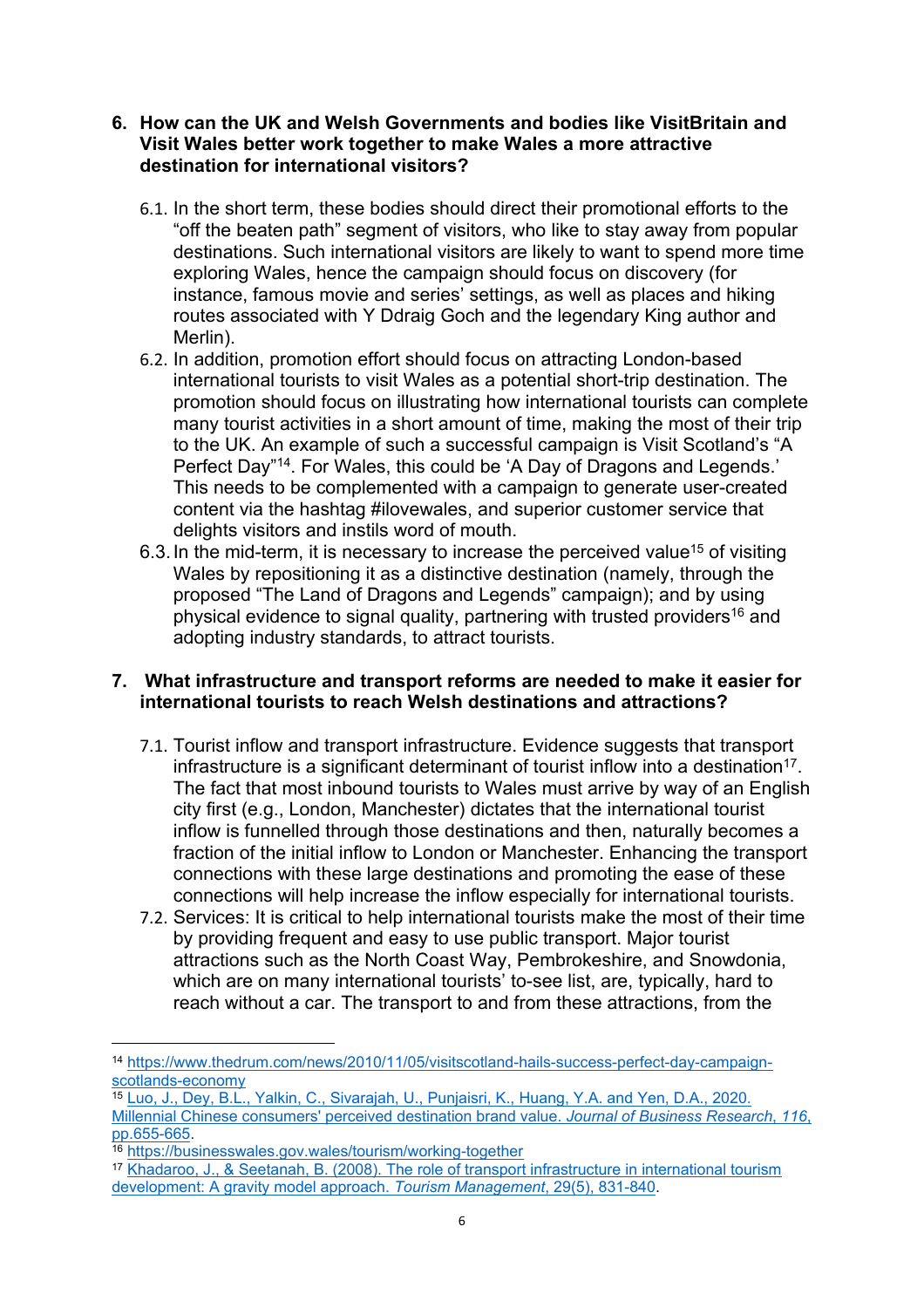6. **How can the UK and Welsh Governments and bodies like VisitBritain and Visit Wales better work together to make Wales a more attractive destination for international visitors?**

   6.1. In the short term, these bodies should direct their promotional efforts to the "off the beaten path" segment of visitors, who like to stay away from popular destinations. Such international visitors are likely to want to spend more time exploring Wales, hence the campaign should focus on discovery (for instance, famous movie and series' settings, as well as places and hiking routes associated with Y Ddraig Goch and the legendary King author and Merlin).

   6.2. In addition, promotion effort should focus on attracting London-based international tourists to visit Wales as a potential short-trip destination. The promotion should focus on illustrating how international tourists can complete many tourist activities in a short amount of time, making the most of their trip to the UK. An example of such a successful campaign is Visit Scotland's "A Perfect Day"[14]. For Wales, this could be 'A Day of Dragons and Legends.' This needs to be complemented with a campaign to generate user-created content via the hashtag #ilovewales, and superior customer service that delights visitors and instils word of mouth.

   6.3. In the mid-term, it is necessary to increase the perceived value[15] of visiting Wales by repositioning it as a distinctive destination (namely, through the proposed "The Land of Dragons and Legends" campaign); and by using physical evidence to signal quality, partnering with trusted providers[16] and adopting industry standards, to attract tourists.

7. **What infrastructure and transport reforms are needed to make it easier for international tourists to reach Welsh destinations and attractions?**

   7.1. Tourist inflow and transport infrastructure. Evidence suggests that transport infrastructure is a significant determinant of tourist inflow into a destination[17]. The fact that most inbound tourists to Wales must arrive by way of an English city first (e.g., London, Manchester) dictates that the international tourist inflow is funnelled through those destinations and then, naturally becomes a fraction of the initial inflow to London or Manchester. Enhancing the transport connections with these large destinations and promoting the ease of these connections will help increase the inflow especially for international tourists.

   7.2. Services: It is critical to help international tourists make the most of their time by providing frequent and easy to use public transport. Major tourist attractions such as the North Coast Way, Pembrokeshire, and Snowdonia, which are on many international tourists' to-see list, are, typically, hard to reach without a car. The transport to and from these attractions, from the

---

[14] https://www.thedrum.com/news/2010/11/05/visitscotland-hails-success-perfect-day-campaign-scotlands-economy

[15] Luo, J., Dey, B.L., Yalkin, C., Sivarajah, U., Punjaisri, K., Huang, Y.A. and Yen, D.A., 2020. Millennial Chinese consumers' perceived destination brand value. *Journal of Business Research*, *116*, pp.655-665.

[16] https://businesswales.gov.wales/tourism/working-together

[17] Khadaroo, J., & Seetanah, B. (2008). The role of transport infrastructure in international tourism development: A gravity model approach. *Tourism Management*, 29(5), 831-840.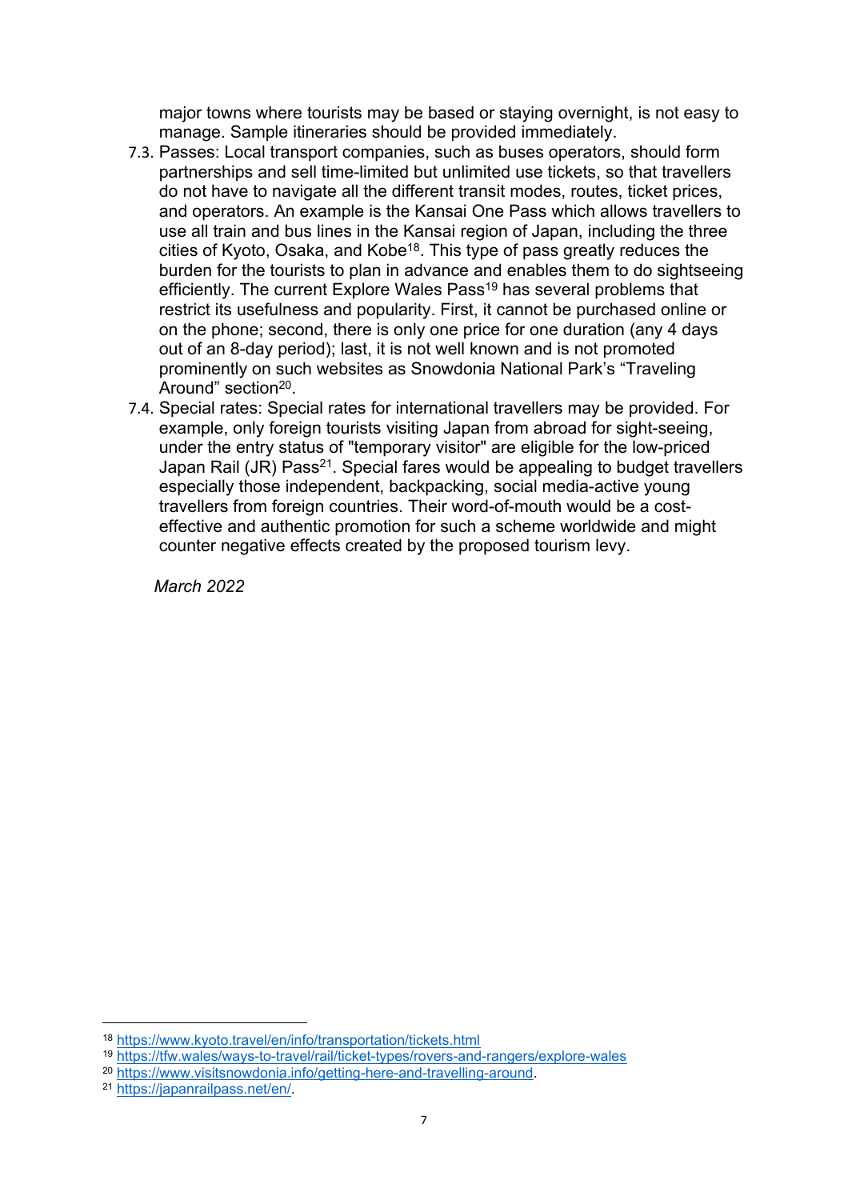major towns where tourists may be based or staying overnight, is not easy to manage. Sample itineraries should be provided immediately.

7.3. Passes: Local transport companies, such as buses operators, should form partnerships and sell time-limited but unlimited use tickets, so that travellers do not have to navigate all the different transit modes, routes, ticket prices, and operators. An example is the Kansai One Pass which allows travellers to use all train and bus lines in the Kansai region of Japan, including the three cities of Kyoto, Osaka, and Kobe[18]. This type of pass greatly reduces the burden for the tourists to plan in advance and enables them to do sightseeing efficiently. The current Explore Wales Pass[19] has several problems that restrict its usefulness and popularity. First, it cannot be purchased online or on the phone; second, there is only one price for one duration (any 4 days out of an 8-day period); last, it is not well known and is not promoted prominently on such websites as Snowdonia National Park's "Traveling Around" section[20].

7.4. Special rates: Special rates for international travellers may be provided. For example, only foreign tourists visiting Japan from abroad for sight-seeing, under the entry status of "temporary visitor" are eligible for the low-priced Japan Rail (JR) Pass[21]. Special fares would be appealing to budget travellers especially those independent, backpacking, social media-active young travellers from foreign countries. Their word-of-mouth would be a cost-effective and authentic promotion for such a scheme worldwide and might counter negative effects created by the proposed tourism levy.

*March 2022*

---

[18] https://www.kyoto.travel/en/info/transportation/tickets.html

[19] https://tfw.wales/ways-to-travel/rail/ticket-types/rovers-and-rangers/explore-wales

[20] https://www.visitsnowdonia.info/getting-here-and-travelling-around.

[21] https://japanrailpass.net/en/.